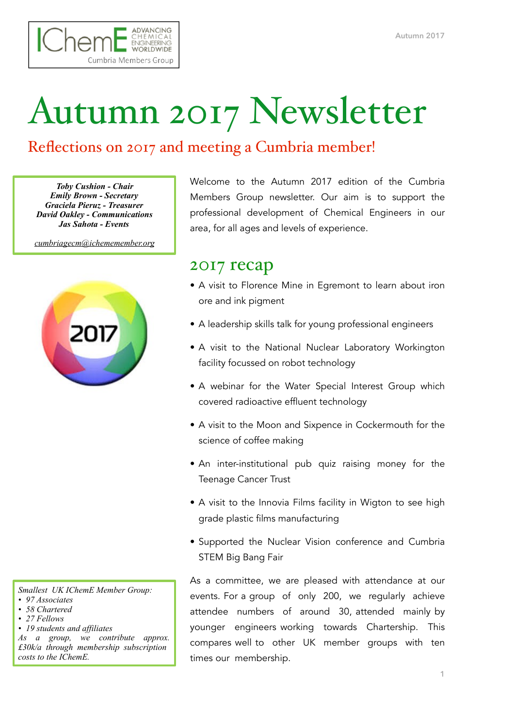# Autumn 2017 Newsletter

## Reflections on 2017 and meeting a Cumbria member!

***Toby Cushion - Chair***
***Emily Brown - Secretary***
***Graciela Pieruz - Treasurer***
***David Oakley - Communications***
***Jas Sahota - Events***

cumbriagecm@ichememember.org

*Smallest UK IChemE Member Group:*
- *97 Associates*
- *58 Chartered*
- *27 Fellows*
- *19 students and affiliates*

*As a group, we contribute approx. £30k/a through membership subscription costs to the IChemE.*

Welcome to the Autumn 2017 edition of the Cumbria Members Group newsletter. Our aim is to support the professional development of Chemical Engineers in our area, for all ages and levels of experience.

## 2017 recap

- A visit to Florence Mine in Egremont to learn about iron ore and ink pigment
- A leadership skills talk for young professional engineers
- A visit to the National Nuclear Laboratory Workington facility focussed on robot technology
- A webinar for the Water Special Interest Group which covered radioactive effluent technology
- A visit to the Moon and Sixpence in Cockermouth for the science of coffee making
- An inter-institutional pub quiz raising money for the Teenage Cancer Trust
- A visit to the Innovia Films facility in Wigton to see high grade plastic films manufacturing
- Supported the Nuclear Vision conference and Cumbria STEM Big Bang Fair

As a committee, we are pleased with attendance at our events. For a group of only 200, we regularly achieve attendee numbers of around 30, attended mainly by younger engineers working towards Chartership. This compares well to other UK member groups with ten times our membership.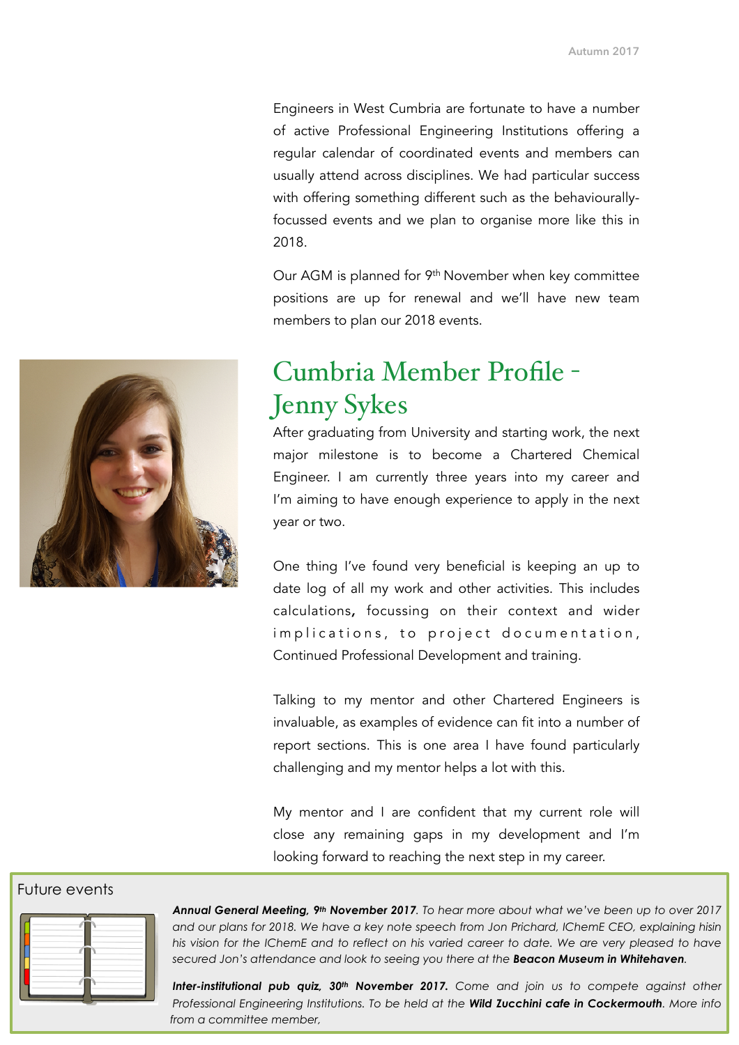Engineers in West Cumbria are fortunate to have a number of active Professional Engineering Institutions offering a regular calendar of coordinated events and members can usually attend across disciplines. We had particular success with offering something different such as the behaviourally-focussed events and we plan to organise more like this in 2018.

Our AGM is planned for 9th November when key committee positions are up for renewal and we'll have new team members to plan our 2018 events.

## Cumbria Member Profile - Jenny Sykes

After graduating from University and starting work, the next major milestone is to become a Chartered Chemical Engineer. I am currently three years into my career and I'm aiming to have enough experience to apply in the next year or two.

One thing I've found very beneficial is keeping an up to date log of all my work and other activities. This includes calculations**,** focussing on their context and wider implications, to project documentation, Continued Professional Development and training.

Talking to my mentor and other Chartered Engineers is invaluable, as examples of evidence can fit into a number of report sections. This is one area I have found particularly challenging and my mentor helps a lot with this.

My mentor and I are confident that my current role will close any remaining gaps in my development and I'm looking forward to reaching the next step in my career.

### Future events

***Annual General Meeting, 9th November 2017****. To hear more about what we've been up to over 2017 and our plans for 2018. We have a key note speech from Jon Prichard, IChemE CEO, explaining hisin his vision for the IChemE and to reflect on his varied career to date. We are very pleased to have secured Jon's attendance and look to seeing you there at the* ***Beacon Museum in Whitehaven****.*

***Inter-institutional pub quiz, 30th November 2017.*** *Come and join us to compete against other Professional Engineering Institutions. To be held at the* ***Wild Zucchini cafe in Cockermouth****. More info from a committee member,*